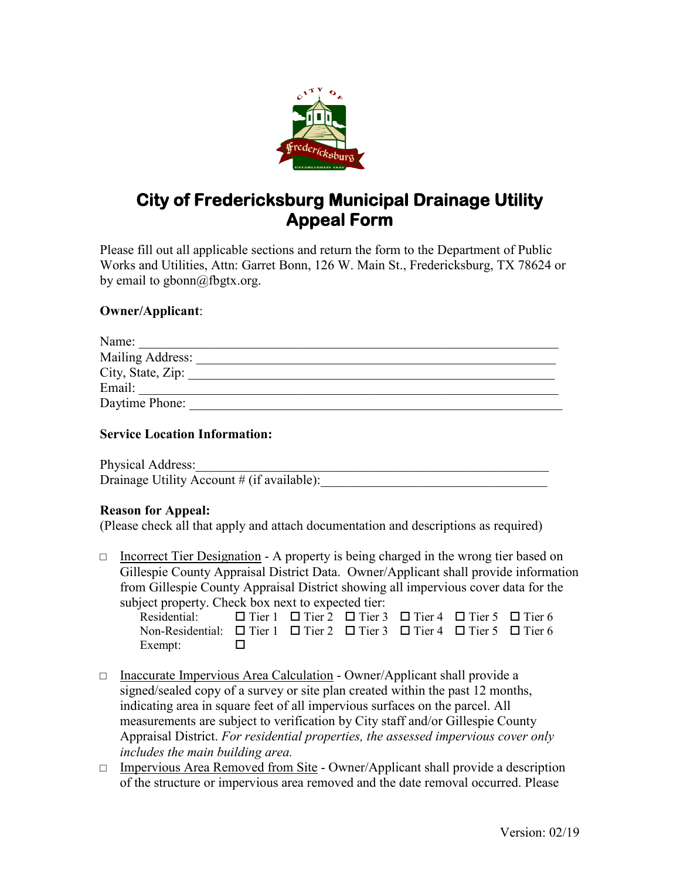# City of Fredericksburg Municipal Drainage Utility Appeal Form

Please fill out all applicable sections and return the form to the Department of Public Works and Utilities, Attn: Garret Bonn, 126 W. Main St., Fredericksburg, TX 78624 or by email to gbonn@fbgtx.org.

**Owner/Applicant**:

Name: ______________________________________________________________

Mailing Address: _____________________________________________________

City, State, Zip: ______________________________________________________

Email: ______________________________________________________________

Daytime Phone: ______________________________________________________

**Service Location Information:**

Physical Address: _____________________________________________________

Drainage Utility Account # (if available): ________________________________

**Reason for Appeal:**

(Please check all that apply and attach documentation and descriptions as required)

- ☐ Incorrect Tier Designation - A property is being charged in the wrong tier based on Gillespie County Appraisal District Data. Owner/Applicant shall provide information from Gillespie County Appraisal District showing all impervious cover data for the subject property. Check box next to expected tier:

| | | | | | | |
|---|---|---|---|---|---|---|
| Residential: | ☐ Tier 1 | ☐ Tier 2 | ☐ Tier 3 | ☐ Tier 4 | ☐ Tier 5 | ☐ Tier 6 |
| Non-Residential: | ☐ Tier 1 | ☐ Tier 2 | ☐ Tier 3 | ☐ Tier 4 | ☐ Tier 5 | ☐ Tier 6 |
| Exempt: | ☐ | | | | | |

- ☐ Inaccurate Impervious Area Calculation - Owner/Applicant shall provide a signed/sealed copy of a survey or site plan created within the past 12 months, indicating area in square feet of all impervious surfaces on the parcel. All measurements are subject to verification by City staff and/or Gillespie County Appraisal District. *For residential properties, the assessed impervious cover only includes the main building area.*
- ☐ Impervious Area Removed from Site - Owner/Applicant shall provide a description of the structure or impervious area removed and the date removal occurred. Please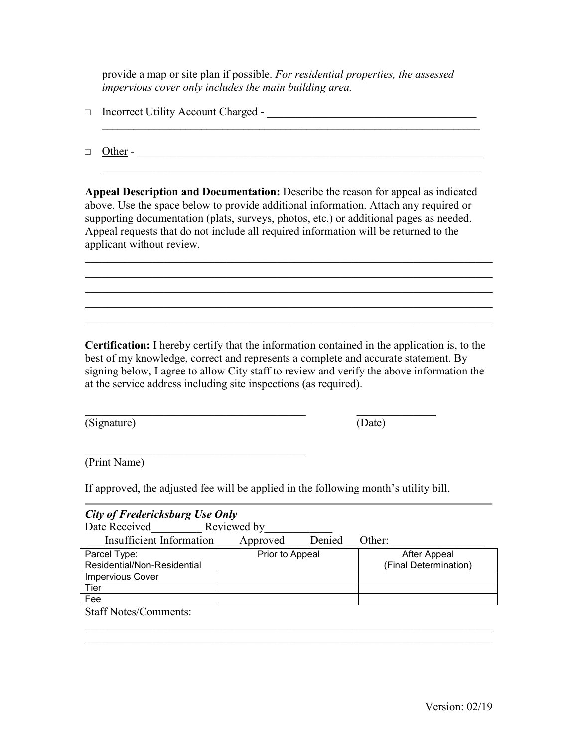provide a map or site plan if possible. *For residential properties, the assessed impervious cover only includes the main building area.*

□ Incorrect Utility Account Charged - ______________________________________
______________________________________________________________________

□ Other - ______________________________________________________________
______________________________________________________________________

**Appeal Description and Documentation:** Describe the reason for appeal as indicated above. Use the space below to provide additional information. Attach any required or supporting documentation (plats, surveys, photos, etc.) or additional pages as needed. Appeal requests that do not include all required information will be returned to the applicant without review.

__________________________________________________________________________
__________________________________________________________________________
__________________________________________________________________________
__________________________________________________________________________
__________________________________________________________________________

**Certification:** I hereby certify that the information contained in the application is, to the best of my knowledge, correct and represents a complete and accurate statement. By signing below, I agree to allow City staff to review and verify the above information the at the service address including site inspections (as required).

________________________________________ ______________
(Signature) (Date)

________________________________________
(Print Name)

If approved, the adjusted fee will be applied in the following month's utility bill.

***City of Fredericksburg Use Only***

Date Received_________ Reviewed by___________

___Insufficient Information ____Approved ____Denied __ Other:________________

| Parcel Type: Residential/Non-Residential | Prior to Appeal | After Appeal (Final Determination) |
|---|---|---|
| Impervious Cover | | |
| Tier | | |
| Fee | | |

Staff Notes/Comments:

__________________________________________________________________________
__________________________________________________________________________

Version: 02/19